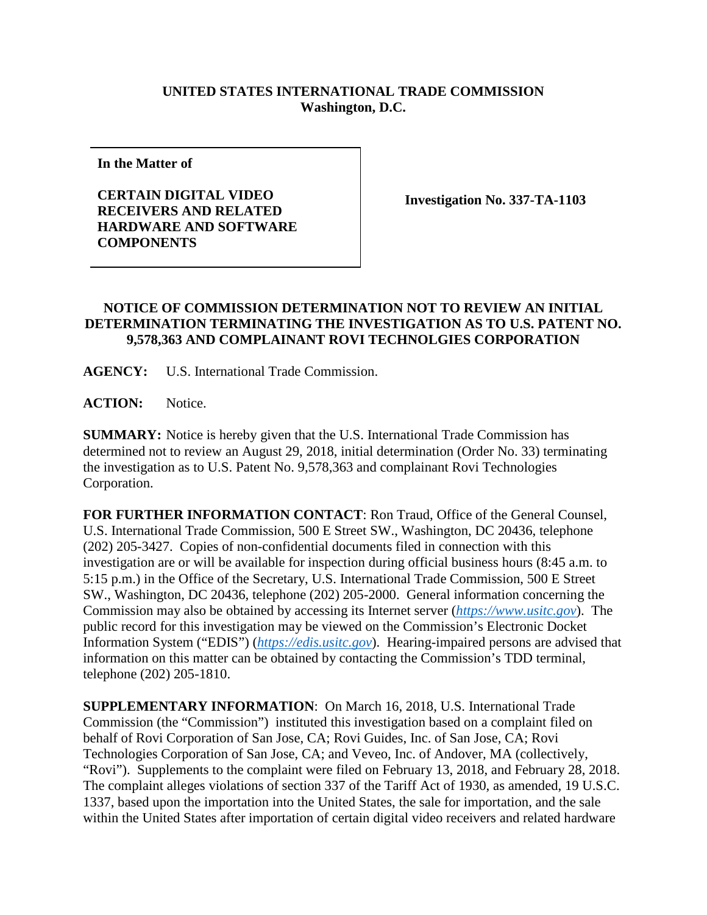**UNITED STATES INTERNATIONAL TRADE COMMISSION**
**Washington, D.C.**

| **In the Matter of**<br><br>**CERTAIN DIGITAL VIDEO RECEIVERS AND RELATED HARDWARE AND SOFTWARE COMPONENTS** | **Investigation No. 337-TA-1103** |
|---|---|

## NOTICE OF COMMISSION DETERMINATION NOT TO REVIEW AN INITIAL DETERMINATION TERMINATING THE INVESTIGATION AS TO U.S. PATENT NO. 9,578,363 AND COMPLAINANT ROVI TECHNOLGIES CORPORATION

**AGENCY:** U.S. International Trade Commission.

**ACTION:** Notice.

**SUMMARY:** Notice is hereby given that the U.S. International Trade Commission has determined not to review an August 29, 2018, initial determination (Order No. 33) terminating the investigation as to U.S. Patent No. 9,578,363 and complainant Rovi Technologies Corporation.

**FOR FURTHER INFORMATION CONTACT**: Ron Traud, Office of the General Counsel, U.S. International Trade Commission, 500 E Street SW., Washington, DC 20436, telephone (202) 205-3427. Copies of non-confidential documents filed in connection with this investigation are or will be available for inspection during official business hours (8:45 a.m. to 5:15 p.m.) in the Office of the Secretary, U.S. International Trade Commission, 500 E Street SW., Washington, DC 20436, telephone (202) 205-2000. General information concerning the Commission may also be obtained by accessing its Internet server (*https://www.usitc.gov*). The public record for this investigation may be viewed on the Commission's Electronic Docket Information System ("EDIS") (*https://edis.usitc.gov*). Hearing-impaired persons are advised that information on this matter can be obtained by contacting the Commission's TDD terminal, telephone (202) 205-1810.

**SUPPLEMENTARY INFORMATION**: On March 16, 2018, U.S. International Trade Commission (the "Commission") instituted this investigation based on a complaint filed on behalf of Rovi Corporation of San Jose, CA; Rovi Guides, Inc. of San Jose, CA; Rovi Technologies Corporation of San Jose, CA; and Veveo, Inc. of Andover, MA (collectively, "Rovi"). Supplements to the complaint were filed on February 13, 2018, and February 28, 2018. The complaint alleges violations of section 337 of the Tariff Act of 1930, as amended, 19 U.S.C. 1337, based upon the importation into the United States, the sale for importation, and the sale within the United States after importation of certain digital video receivers and related hardware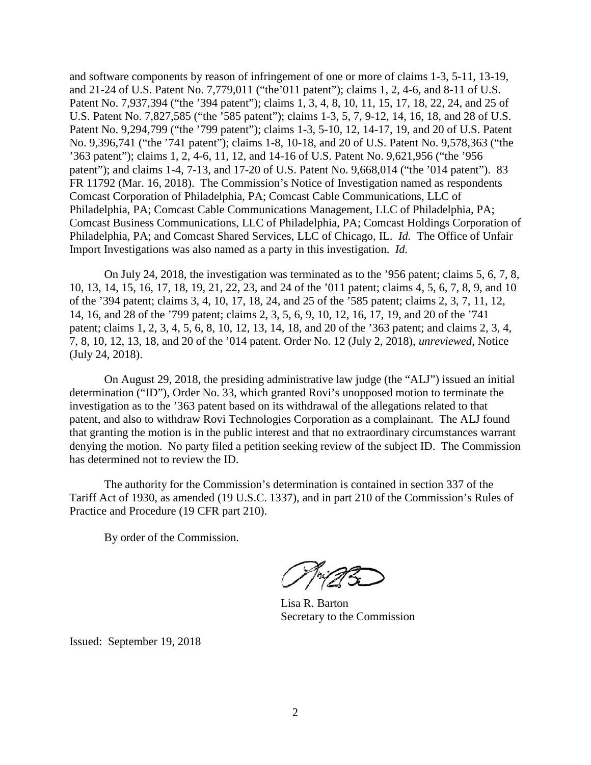and software components by reason of infringement of one or more of claims 1-3, 5-11, 13-19, and 21-24 of U.S. Patent No. 7,779,011 ("the'011 patent"); claims 1, 2, 4-6, and 8-11 of U.S. Patent No. 7,937,394 ("the '394 patent"); claims 1, 3, 4, 8, 10, 11, 15, 17, 18, 22, 24, and 25 of U.S. Patent No. 7,827,585 ("the '585 patent"); claims 1-3, 5, 7, 9-12, 14, 16, 18, and 28 of U.S. Patent No. 9,294,799 ("the '799 patent"); claims 1-3, 5-10, 12, 14-17, 19, and 20 of U.S. Patent No. 9,396,741 ("the '741 patent"); claims 1-8, 10-18, and 20 of U.S. Patent No. 9,578,363 ("the '363 patent"); claims 1, 2, 4-6, 11, 12, and 14-16 of U.S. Patent No. 9,621,956 ("the '956 patent"); and claims 1-4, 7-13, and 17-20 of U.S. Patent No. 9,668,014 ("the '014 patent"). 83 FR 11792 (Mar. 16, 2018). The Commission's Notice of Investigation named as respondents Comcast Corporation of Philadelphia, PA; Comcast Cable Communications, LLC of Philadelphia, PA; Comcast Cable Communications Management, LLC of Philadelphia, PA; Comcast Business Communications, LLC of Philadelphia, PA; Comcast Holdings Corporation of Philadelphia, PA; and Comcast Shared Services, LLC of Chicago, IL. *Id.* The Office of Unfair Import Investigations was also named as a party in this investigation. *Id.*

On July 24, 2018, the investigation was terminated as to the '956 patent; claims 5, 6, 7, 8, 10, 13, 14, 15, 16, 17, 18, 19, 21, 22, 23, and 24 of the '011 patent; claims 4, 5, 6, 7, 8, 9, and 10 of the '394 patent; claims 3, 4, 10, 17, 18, 24, and 25 of the '585 patent; claims 2, 3, 7, 11, 12, 14, 16, and 28 of the '799 patent; claims 2, 3, 5, 6, 9, 10, 12, 16, 17, 19, and 20 of the '741 patent; claims 1, 2, 3, 4, 5, 6, 8, 10, 12, 13, 14, 18, and 20 of the '363 patent; and claims 2, 3, 4, 7, 8, 10, 12, 13, 18, and 20 of the '014 patent. Order No. 12 (July 2, 2018), *unreviewed*, Notice (July 24, 2018).

On August 29, 2018, the presiding administrative law judge (the "ALJ") issued an initial determination ("ID"), Order No. 33, which granted Rovi's unopposed motion to terminate the investigation as to the '363 patent based on its withdrawal of the allegations related to that patent, and also to withdraw Rovi Technologies Corporation as a complainant. The ALJ found that granting the motion is in the public interest and that no extraordinary circumstances warrant denying the motion. No party filed a petition seeking review of the subject ID. The Commission has determined not to review the ID.

The authority for the Commission's determination is contained in section 337 of the Tariff Act of 1930, as amended (19 U.S.C. 1337), and in part 210 of the Commission's Rules of Practice and Procedure (19 CFR part 210).

By order of the Commission.

Lisa R. Barton
Secretary to the Commission

Issued: September 19, 2018